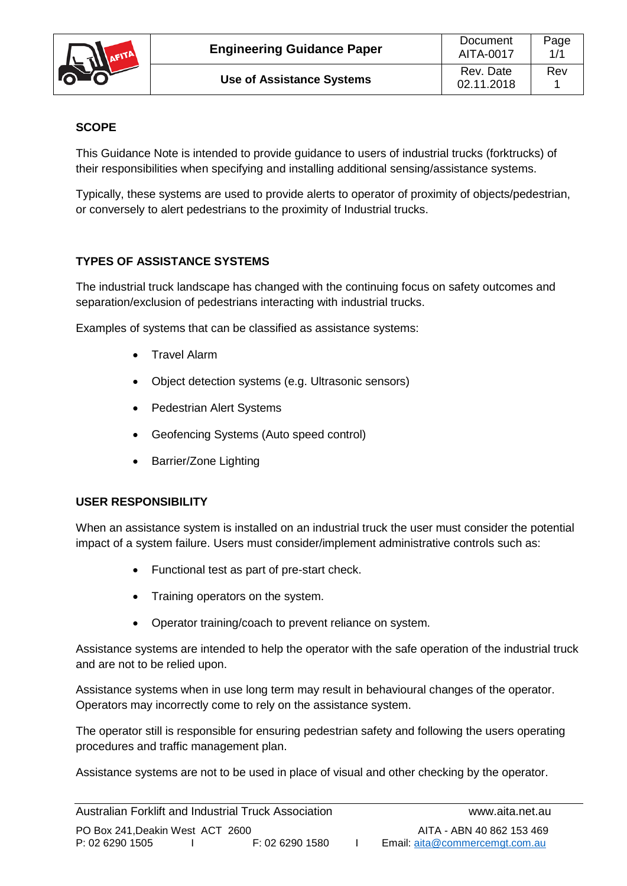| | Engineering Guidance Paper | Document AITA-0017 | Page 1/1 |
|---|---|---|---|
| | Use of Assistance Systems | Rev. Date 02.11.2018 | Rev 1 |

## SCOPE

This Guidance Note is intended to provide guidance to users of industrial trucks (forktrucks) of their responsibilities when specifying and installing additional sensing/assistance systems.

Typically, these systems are used to provide alerts to operator of proximity of objects/pedestrian, or conversely to alert pedestrians to the proximity of Industrial trucks.

## TYPES OF ASSISTANCE SYSTEMS

The industrial truck landscape has changed with the continuing focus on safety outcomes and separation/exclusion of pedestrians interacting with industrial trucks.

Examples of systems that can be classified as assistance systems:

- Travel Alarm
- Object detection systems (e.g. Ultrasonic sensors)
- Pedestrian Alert Systems
- Geofencing Systems (Auto speed control)
- Barrier/Zone Lighting

## USER RESPONSIBILITY

When an assistance system is installed on an industrial truck the user must consider the potential impact of a system failure. Users must consider/implement administrative controls such as:

- Functional test as part of pre-start check.
- Training operators on the system.
- Operator training/coach to prevent reliance on system.

Assistance systems are intended to help the operator with the safe operation of the industrial truck and are not to be relied upon.

Assistance systems when in use long term may result in behavioural changes of the operator. Operators may incorrectly come to rely on the assistance system.

The operator still is responsible for ensuring pedestrian safety and following the users operating procedures and traffic management plan.

Assistance systems are not to be used in place of visual and other checking by the operator.

Australian Forklift and Industrial Truck Association www.aita.net.au

PO Box 241,Deakin West ACT 2600 AITA - ABN 40 862 153 469

P: 02 6290 1505 I F: 02 6290 1580 I Email: aita@commercemgt.com.au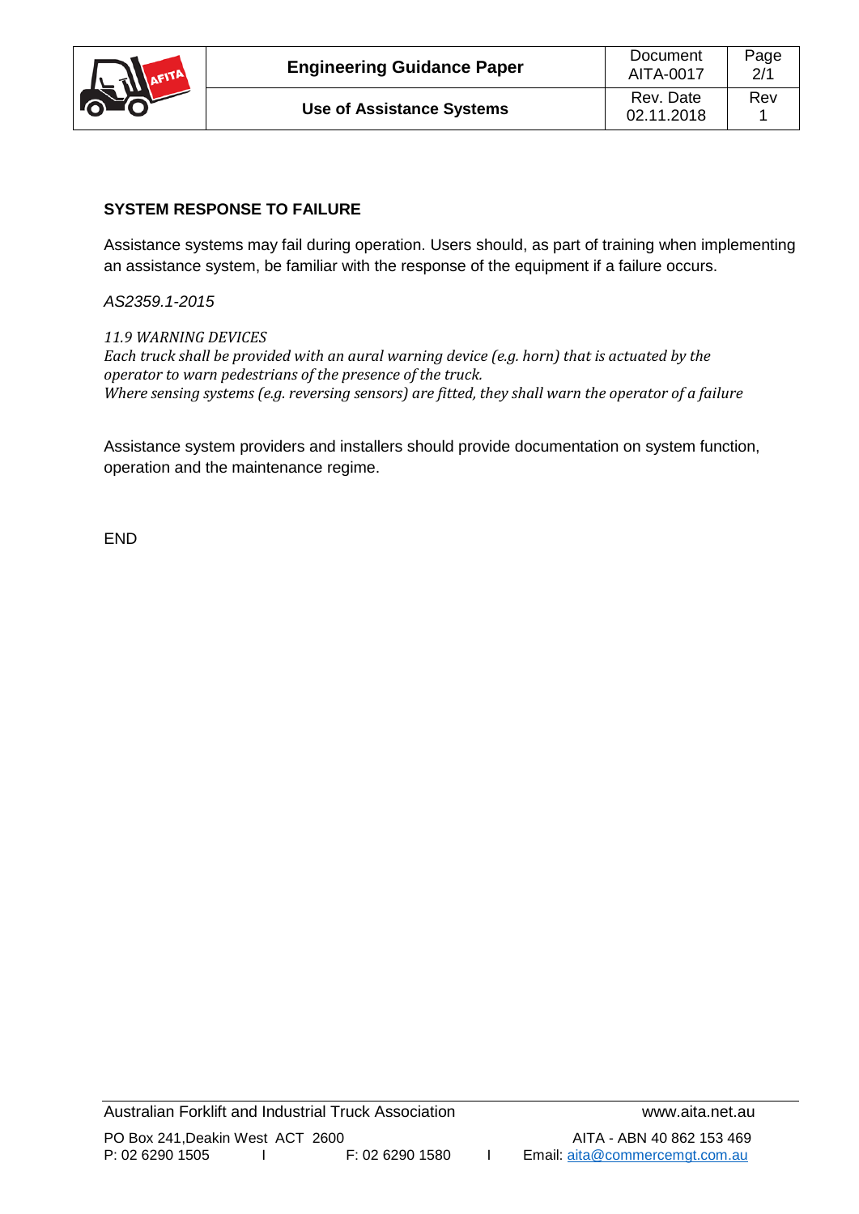## SYSTEM RESPONSE TO FAILURE

Assistance systems may fail during operation. Users should, as part of training when implementing an assistance system, be familiar with the response of the equipment if a failure occurs.

*AS2359.1-2015*

*11.9 WARNING DEVICES*
*Each truck shall be provided with an aural warning device (e.g. horn) that is actuated by the operator to warn pedestrians of the presence of the truck.*
*Where sensing systems (e.g. reversing sensors) are fitted, they shall warn the operator of a failure*

Assistance system providers and installers should provide documentation on system function, operation and the maintenance regime.

END